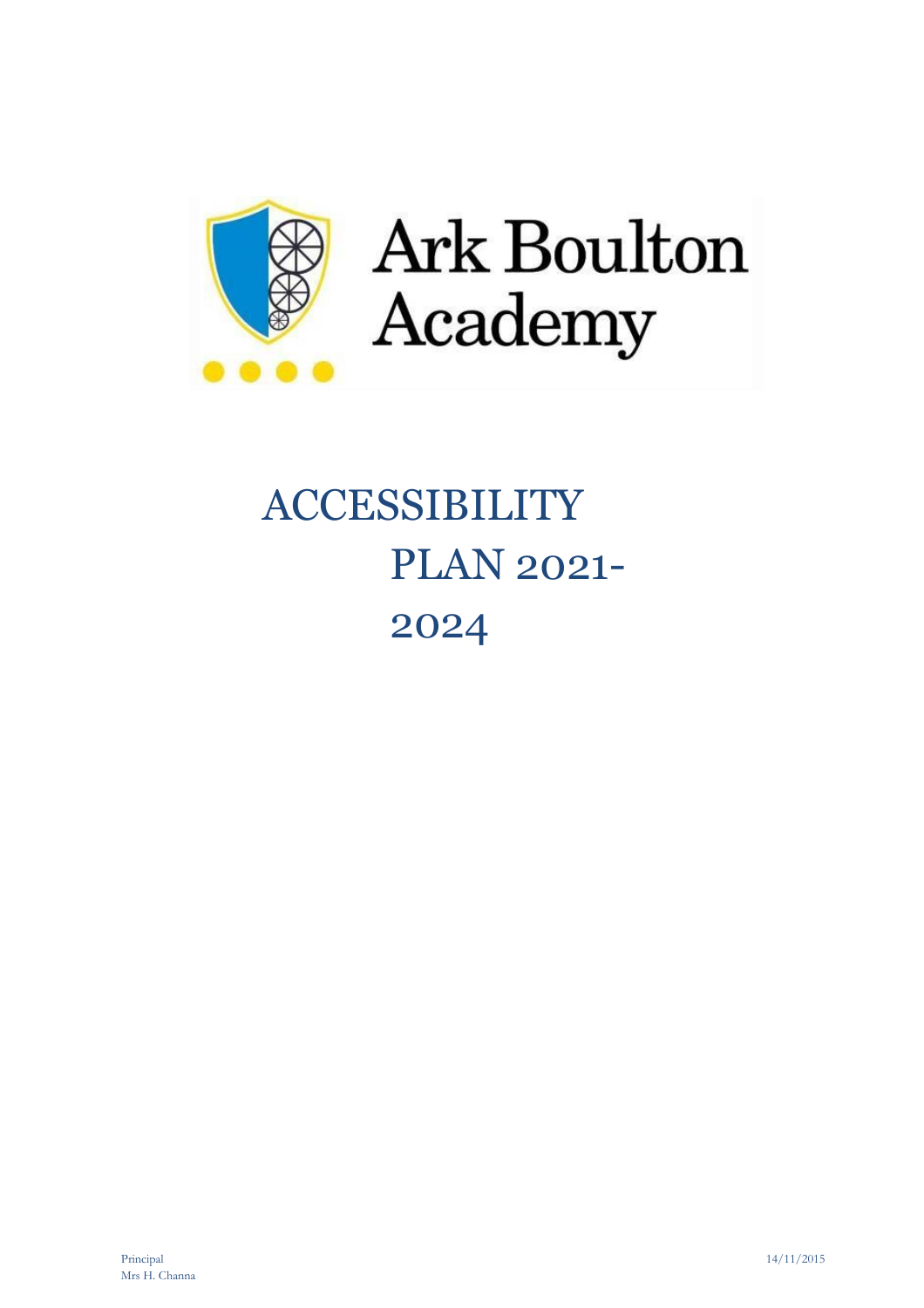Ark Boulton Academy

# ACCESSIBILITY PLAN 2021-2024

Principal
Mrs H. Channa

14/11/2015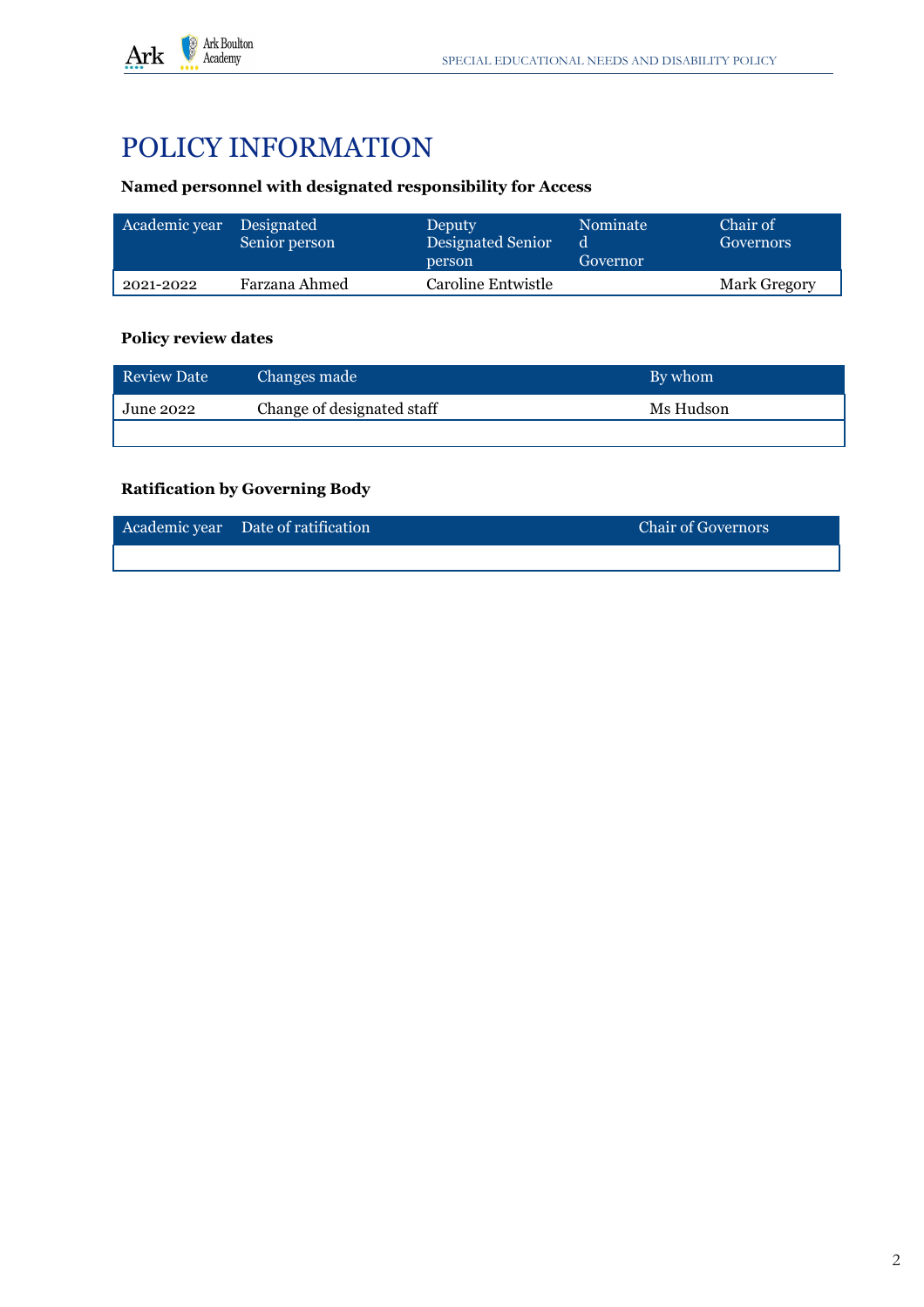# POLICY INFORMATION

**Named personnel with designated responsibility for Access**

| Academic year | Designated Senior person | Deputy Designated Senior person | Nominated Governor | Chair of Governors |
|---|---|---|---|---|
| 2021-2022 | Farzana Ahmed | Caroline Entwistle | | Mark Gregory |

**Policy review dates**

| Review Date | Changes made | By whom |
|---|---|---|
| June 2022 | Change of designated staff | Ms Hudson |
| | | |

**Ratification by Governing Body**

| Academic year | Date of ratification | Chair of Governors |
|---|---|---|
| | | |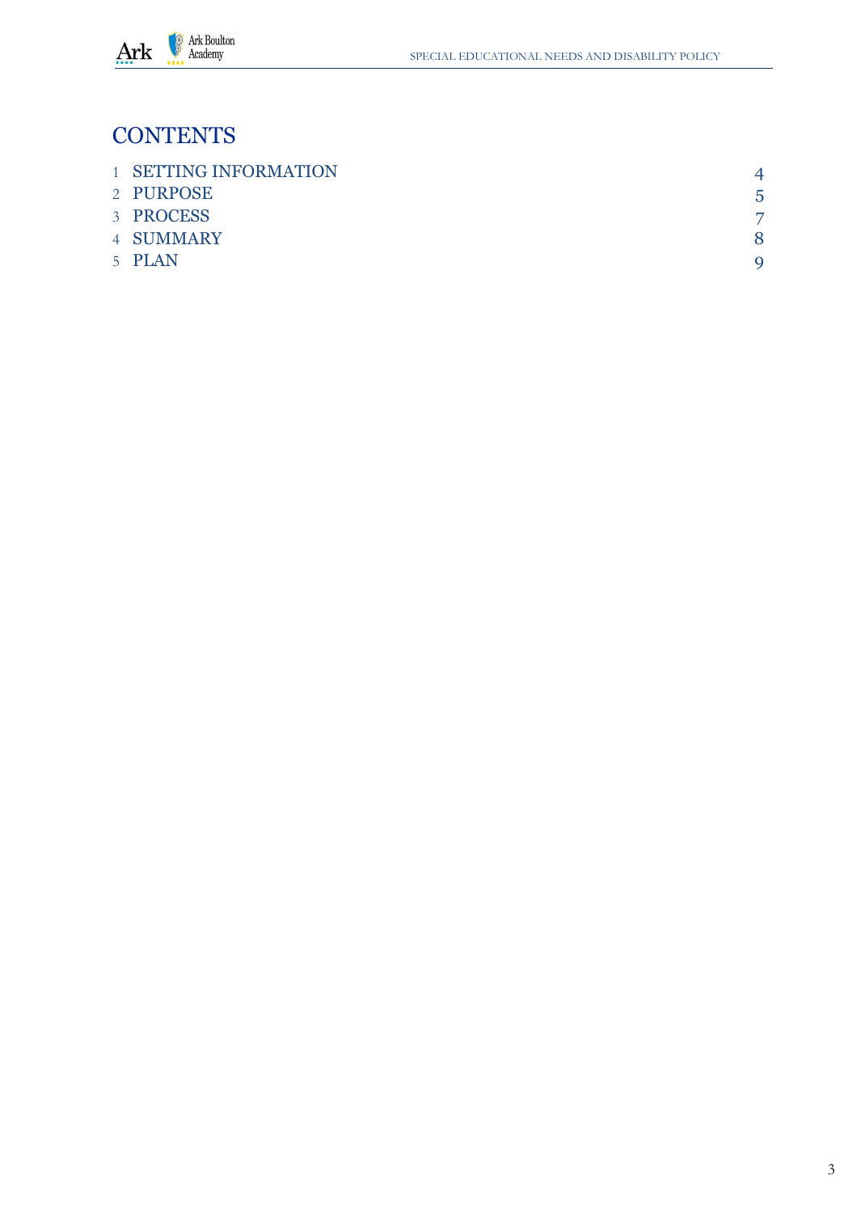# CONTENTS

1 SETTING INFORMATION 4

2 PURPOSE 5

3 PROCESS 7

4 SUMMARY 8

5 PLAN 9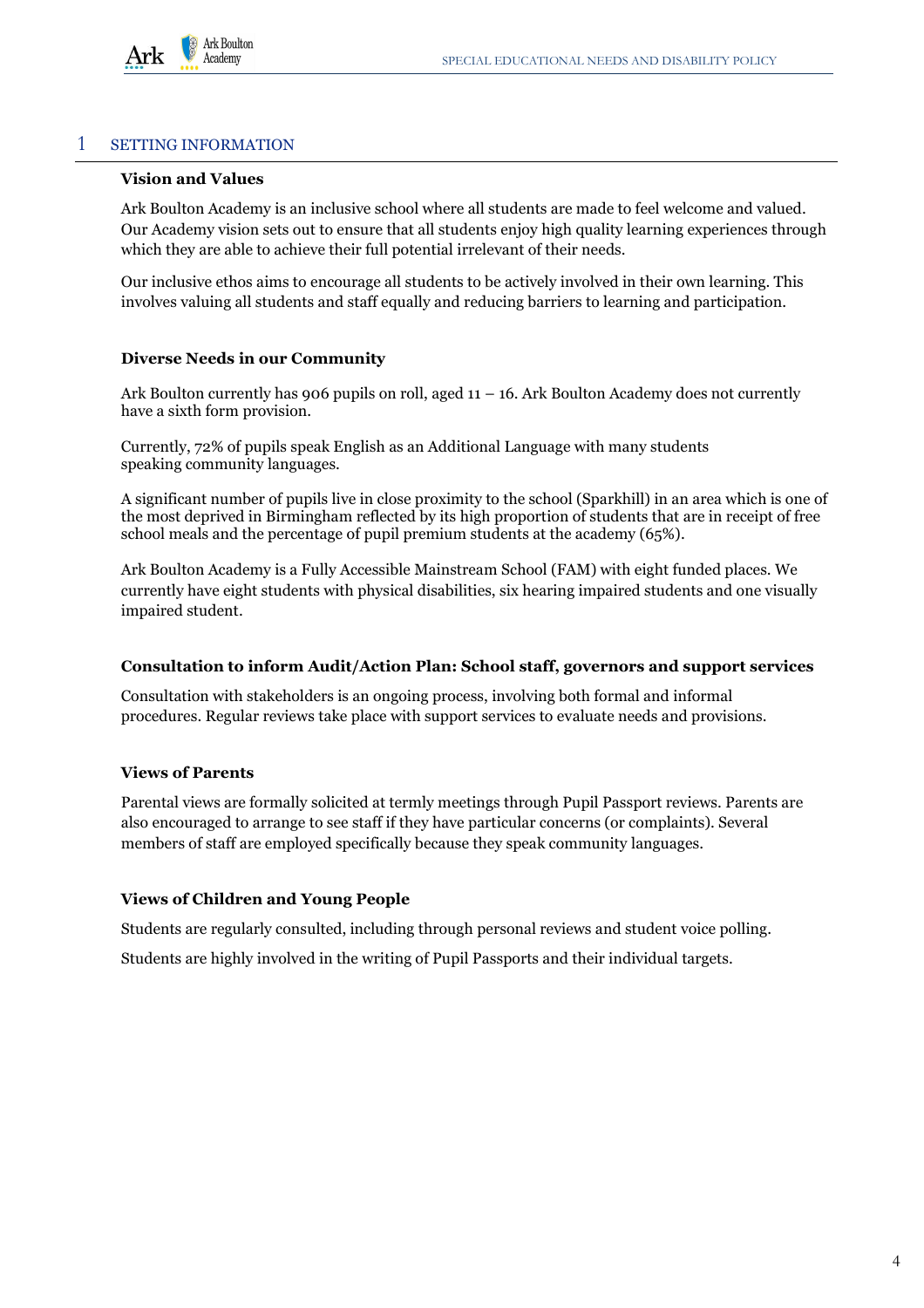# 1 SETTING INFORMATION

### Vision and Values

Ark Boulton Academy is an inclusive school where all students are made to feel welcome and valued. Our Academy vision sets out to ensure that all students enjoy high quality learning experiences through which they are able to achieve their full potential irrelevant of their needs.

Our inclusive ethos aims to encourage all students to be actively involved in their own learning. This involves valuing all students and staff equally and reducing barriers to learning and participation.

### Diverse Needs in our Community

Ark Boulton currently has 906 pupils on roll, aged 11 – 16. Ark Boulton Academy does not currently have a sixth form provision.

Currently, 72% of pupils speak English as an Additional Language with many students speaking community languages.

A significant number of pupils live in close proximity to the school (Sparkhill) in an area which is one of the most deprived in Birmingham reflected by its high proportion of students that are in receipt of free school meals and the percentage of pupil premium students at the academy (65%).

Ark Boulton Academy is a Fully Accessible Mainstream School (FAM) with eight funded places. We currently have eight students with physical disabilities, six hearing impaired students and one visually impaired student.

### Consultation to inform Audit/Action Plan: School staff, governors and support services

Consultation with stakeholders is an ongoing process, involving both formal and informal procedures. Regular reviews take place with support services to evaluate needs and provisions.

### Views of Parents

Parental views are formally solicited at termly meetings through Pupil Passport reviews. Parents are also encouraged to arrange to see staff if they have particular concerns (or complaints). Several members of staff are employed specifically because they speak community languages.

### Views of Children and Young People

Students are regularly consulted, including through personal reviews and student voice polling.

Students are highly involved in the writing of Pupil Passports and their individual targets.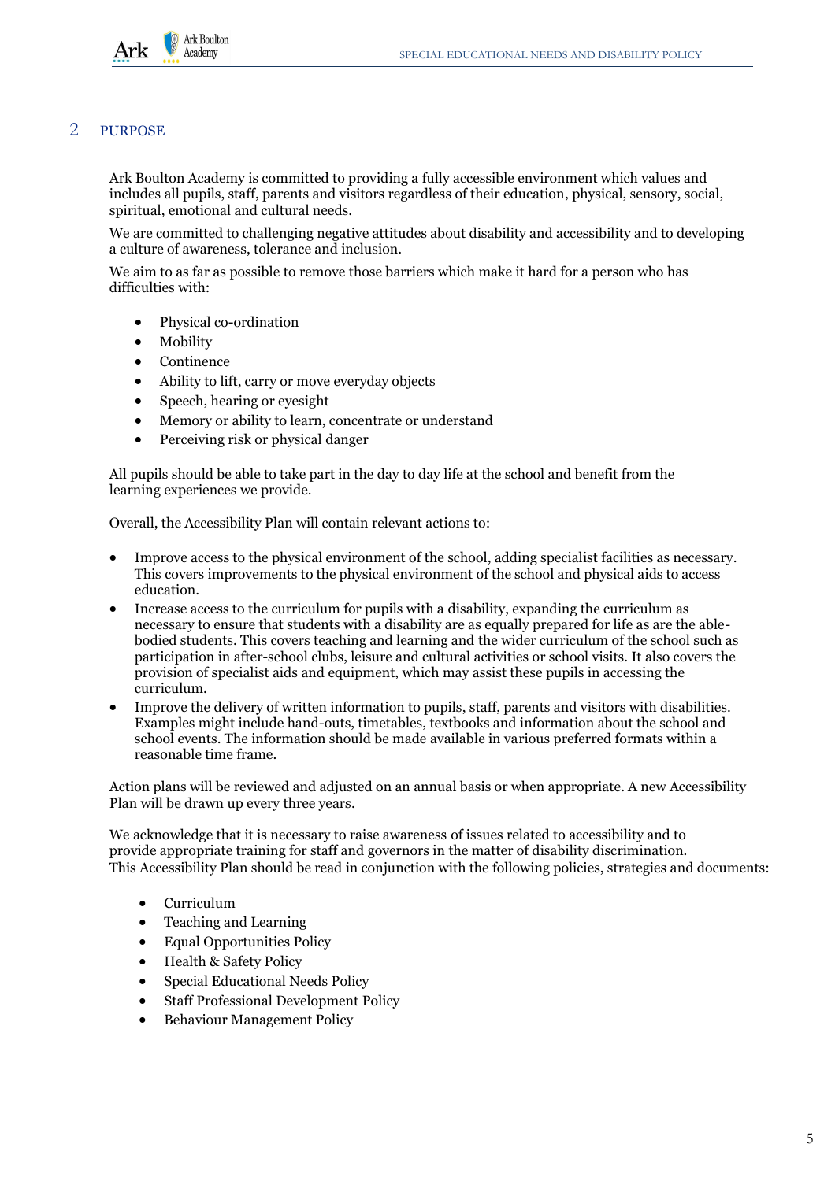## 2 PURPOSE

Ark Boulton Academy is committed to providing a fully accessible environment which values and includes all pupils, staff, parents and visitors regardless of their education, physical, sensory, social, spiritual, emotional and cultural needs.

We are committed to challenging negative attitudes about disability and accessibility and to developing a culture of awareness, tolerance and inclusion.

We aim to as far as possible to remove those barriers which make it hard for a person who has difficulties with:

- Physical co-ordination
- Mobility
- Continence
- Ability to lift, carry or move everyday objects
- Speech, hearing or eyesight
- Memory or ability to learn, concentrate or understand
- Perceiving risk or physical danger

All pupils should be able to take part in the day to day life at the school and benefit from the learning experiences we provide.

Overall, the Accessibility Plan will contain relevant actions to:

- Improve access to the physical environment of the school, adding specialist facilities as necessary. This covers improvements to the physical environment of the school and physical aids to access education.
- Increase access to the curriculum for pupils with a disability, expanding the curriculum as necessary to ensure that students with a disability are as equally prepared for life as are the able-bodied students. This covers teaching and learning and the wider curriculum of the school such as participation in after-school clubs, leisure and cultural activities or school visits. It also covers the provision of specialist aids and equipment, which may assist these pupils in accessing the curriculum.
- Improve the delivery of written information to pupils, staff, parents and visitors with disabilities. Examples might include hand-outs, timetables, textbooks and information about the school and school events. The information should be made available in various preferred formats within a reasonable time frame.

Action plans will be reviewed and adjusted on an annual basis or when appropriate. A new Accessibility Plan will be drawn up every three years.

We acknowledge that it is necessary to raise awareness of issues related to accessibility and to provide appropriate training for staff and governors in the matter of disability discrimination. This Accessibility Plan should be read in conjunction with the following policies, strategies and documents:

- Curriculum
- Teaching and Learning
- Equal Opportunities Policy
- Health & Safety Policy
- Special Educational Needs Policy
- Staff Professional Development Policy
- Behaviour Management Policy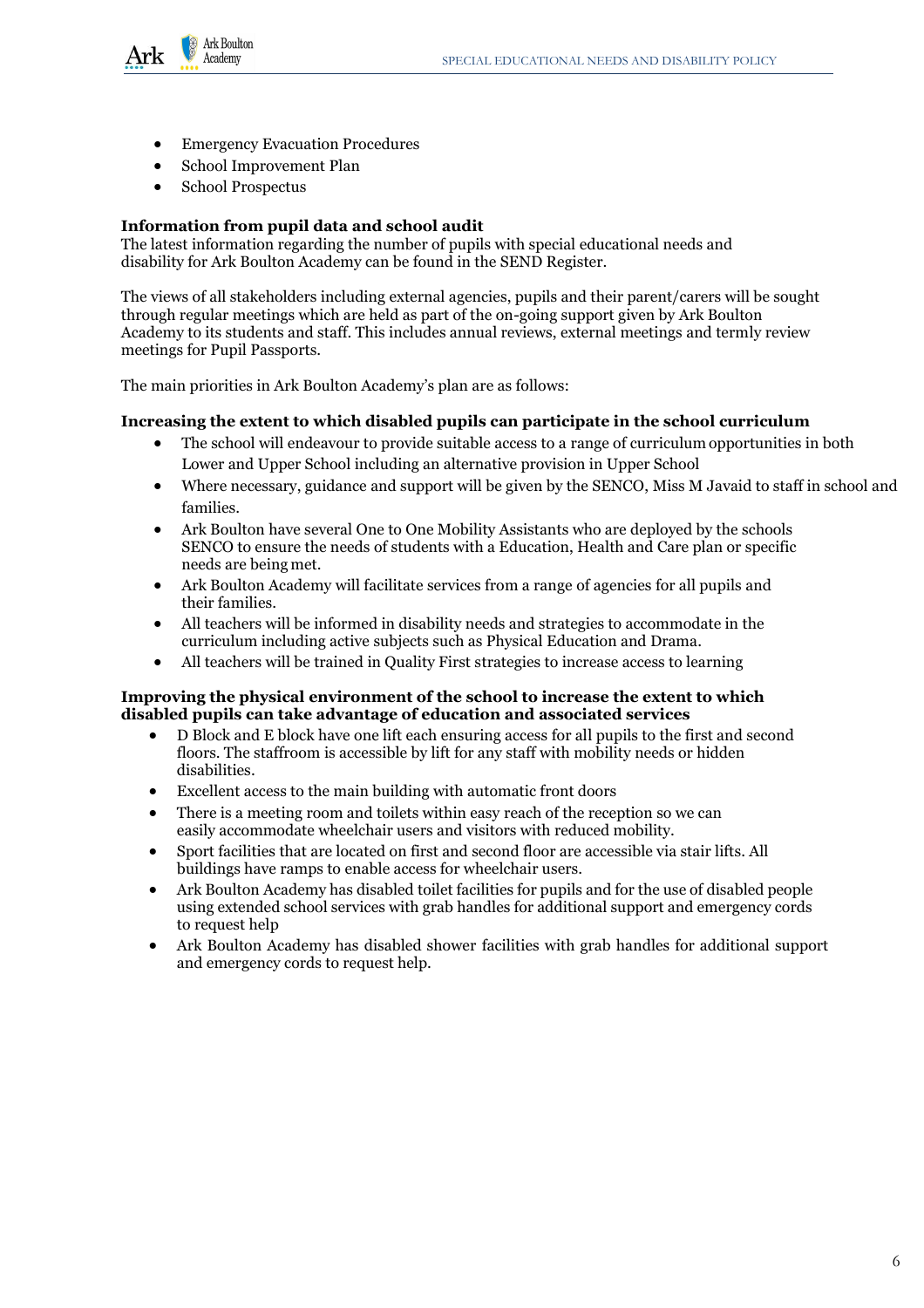- Emergency Evacuation Procedures
- School Improvement Plan
- School Prospectus

**Information from pupil data and school audit**
The latest information regarding the number of pupils with special educational needs and disability for Ark Boulton Academy can be found in the SEND Register.

The views of all stakeholders including external agencies, pupils and their parent/carers will be sought through regular meetings which are held as part of the on-going support given by Ark Boulton Academy to its students and staff. This includes annual reviews, external meetings and termly review meetings for Pupil Passports.

The main priorities in Ark Boulton Academy's plan are as follows:

**Increasing the extent to which disabled pupils can participate in the school curriculum**

- The school will endeavour to provide suitable access to a range of curriculum opportunities in both Lower and Upper School including an alternative provision in Upper School
- Where necessary, guidance and support will be given by the SENCO, Miss M Javaid to staff in school and families.
- Ark Boulton have several One to One Mobility Assistants who are deployed by the schools SENCO to ensure the needs of students with a Education, Health and Care plan or specific needs are being met.
- Ark Boulton Academy will facilitate services from a range of agencies for all pupils and their families.
- All teachers will be informed in disability needs and strategies to accommodate in the curriculum including active subjects such as Physical Education and Drama.
- All teachers will be trained in Quality First strategies to increase access to learning

**Improving the physical environment of the school to increase the extent to which disabled pupils can take advantage of education and associated services**

- D Block and E block have one lift each ensuring access for all pupils to the first and second floors. The staffroom is accessible by lift for any staff with mobility needs or hidden disabilities.
- Excellent access to the main building with automatic front doors
- There is a meeting room and toilets within easy reach of the reception so we can easily accommodate wheelchair users and visitors with reduced mobility.
- Sport facilities that are located on first and second floor are accessible via stair lifts. All buildings have ramps to enable access for wheelchair users.
- Ark Boulton Academy has disabled toilet facilities for pupils and for the use of disabled people using extended school services with grab handles for additional support and emergency cords to request help
- Ark Boulton Academy has disabled shower facilities with grab handles for additional support and emergency cords to request help.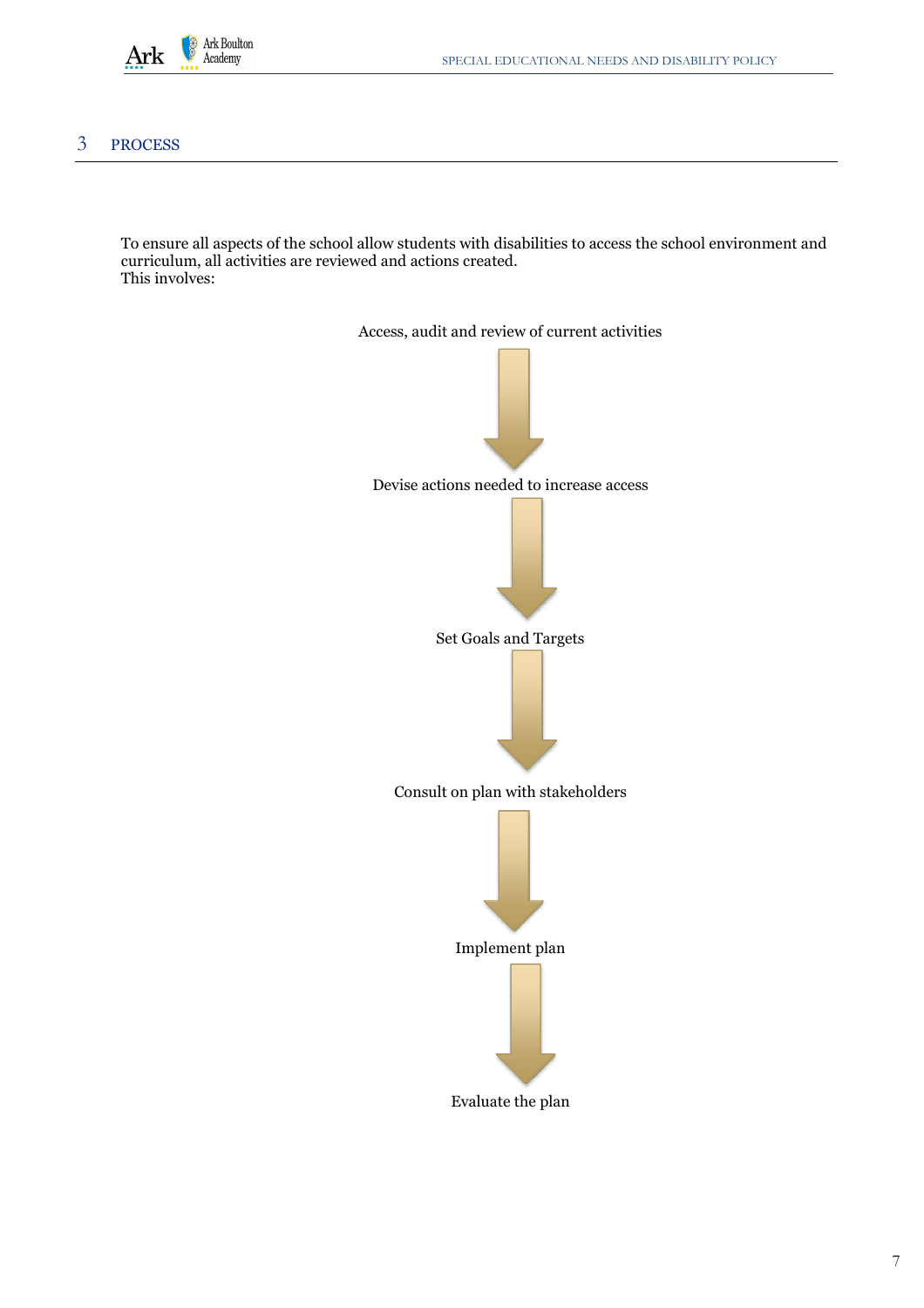## 3 PROCESS

To ensure all aspects of the school allow students with disabilities to access the school environment and curriculum, all activities are reviewed and actions created.
This involves:

Access, audit and review of current activities

↓

Devise actions needed to increase access

↓

Set Goals and Targets

↓

Consult on plan with stakeholders

↓

Implement plan

↓

Evaluate the plan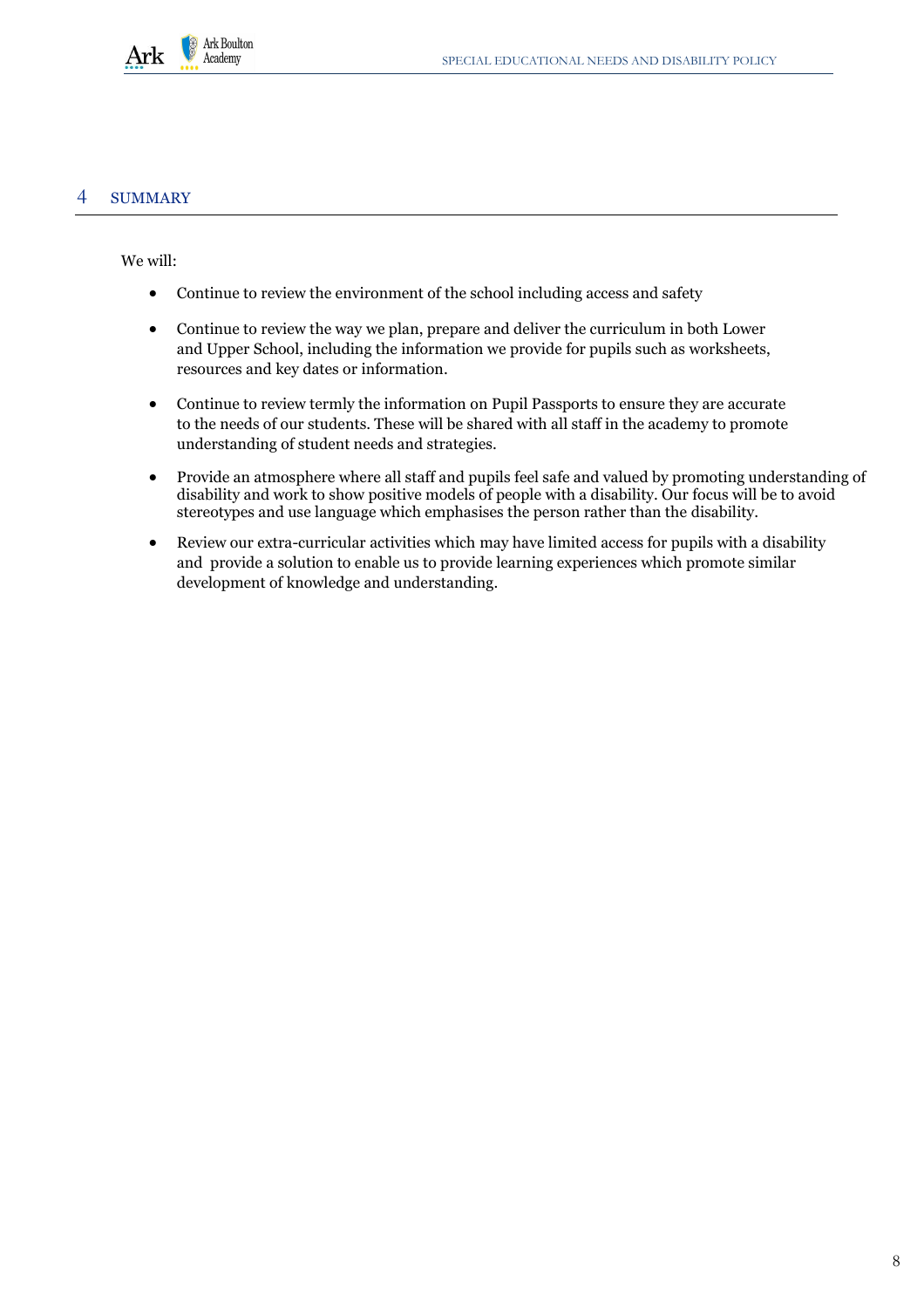## 4 SUMMARY

We will:

- Continue to review the environment of the school including access and safety
- Continue to review the way we plan, prepare and deliver the curriculum in both Lower and Upper School, including the information we provide for pupils such as worksheets, resources and key dates or information.
- Continue to review termly the information on Pupil Passports to ensure they are accurate to the needs of our students. These will be shared with all staff in the academy to promote understanding of student needs and strategies.
- Provide an atmosphere where all staff and pupils feel safe and valued by promoting understanding of disability and work to show positive models of people with a disability. Our focus will be to avoid stereotypes and use language which emphasises the person rather than the disability.
- Review our extra-curricular activities which may have limited access for pupils with a disability and provide a solution to enable us to provide learning experiences which promote similar development of knowledge and understanding.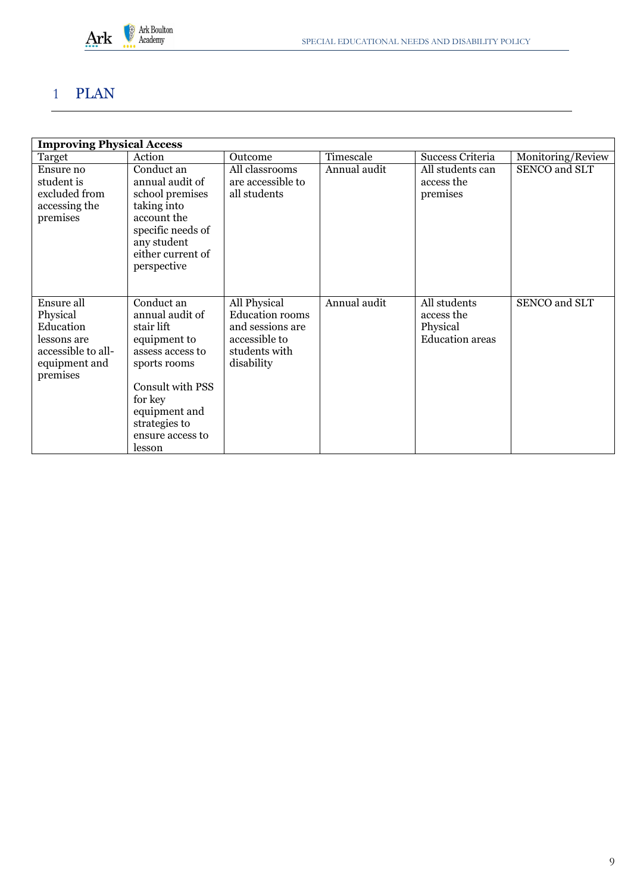# 1 PLAN

| Improving Physical Access | | | | | |
|---|---|---|---|---|---|
| Target | Action | Outcome | Timescale | Success Criteria | Monitoring/Review |
| Ensure no student is excluded from accessing the premises | Conduct an annual audit of school premises taking into account the specific needs of any student either current of perspective | All classrooms are accessible to all students | Annual audit | All students can access the premises | SENCO and SLT |
| Ensure all Physical Education lessons are accessible to all- equipment and premises | Conduct an annual audit of stair lift equipment to assess access to sports rooms<br><br>Consult with PSS for key equipment and strategies to ensure access to lesson | All Physical Education rooms and sessions are accessible to students with disability | Annual audit | All students access the Physical Education areas | SENCO and SLT |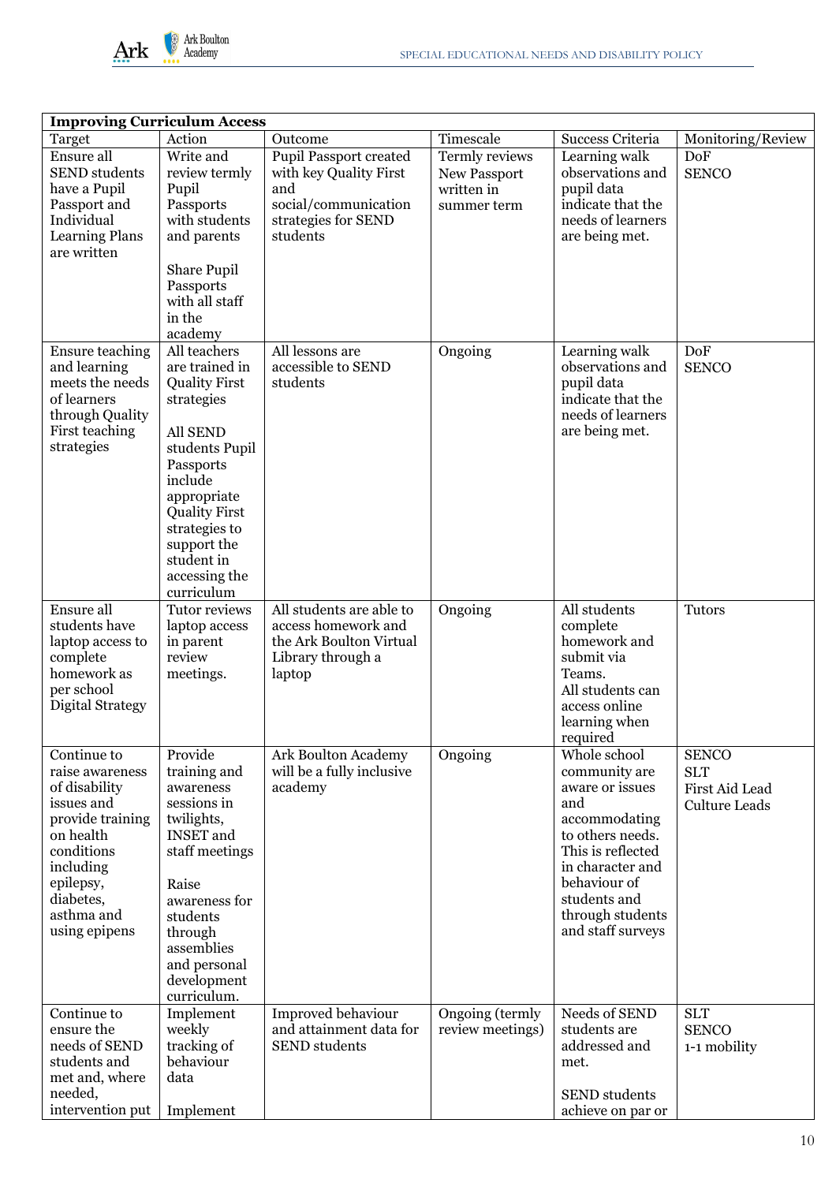| Improving Curriculum Access | | | | | |
|---|---|---|---|---|---|
| Target | Action | Outcome | Timescale | Success Criteria | Monitoring/Review |
| Ensure all SEND students have a Pupil Passport and Individual Learning Plans are written | Write and review termly Pupil Passports with students and parents<br><br>Share Pupil Passports with all staff in the academy | Pupil Passport created with key Quality First and social/communication strategies for SEND students | Termly reviews New Passport written in summer term | Learning walk observations and pupil data indicate that the needs of learners are being met. | DoF SENCO |
| Ensure teaching and learning meets the needs of learners through Quality First teaching strategies | All teachers are trained in Quality First strategies<br><br>All SEND students Pupil Passports include appropriate Quality First strategies to support the student in accessing the curriculum | All lessons are accessible to SEND students | Ongoing | Learning walk observations and pupil data indicate that the needs of learners are being met. | DoF SENCO |
| Ensure all students have laptop access to complete homework as per school Digital Strategy | Tutor reviews laptop access in parent review meetings. | All students are able to access homework and the Ark Boulton Virtual Library through a laptop | Ongoing | All students complete homework and submit via Teams.<br>All students can access online learning when required | Tutors |
| Continue to raise awareness of disability issues and provide training on health conditions including epilepsy, diabetes, asthma and using epipens | Provide training and awareness sessions in twilights, INSET and staff meetings<br><br>Raise awareness for students through assemblies and personal development curriculum. | Ark Boulton Academy will be a fully inclusive academy | Ongoing | Whole school community are aware or issues and accommodating to others needs. This is reflected in character and behaviour of students and through students and staff surveys | SENCO<br>SLT<br>First Aid Lead<br>Culture Leads |
| Continue to ensure the needs of SEND students and met and, where needed, intervention put | Implement weekly tracking of behaviour data<br><br>Implement | Improved behaviour and attainment data for SEND students | Ongoing (termly review meetings) | Needs of SEND students are addressed and met.<br><br>SEND students achieve on par or | SLT<br>SENCO<br>1-1 mobility |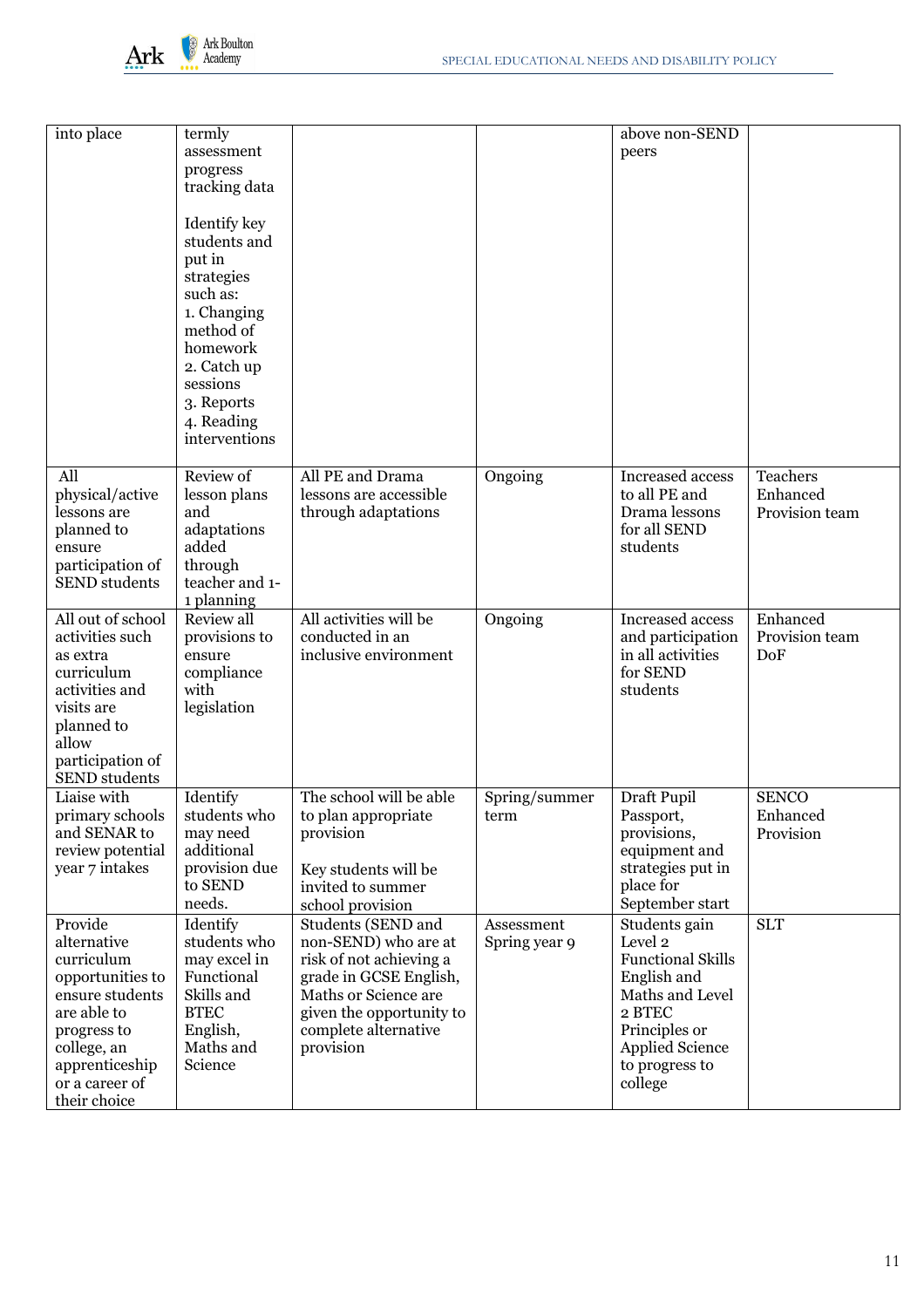| | | | | | |
|---|---|---|---|---|---|
| into place | termly assessment progress tracking data<br><br>Identify key students and put in strategies such as:<br>1. Changing method of homework<br>2. Catch up sessions<br>3. Reports<br>4. Reading interventions | | | above non-SEND peers | |
| All physical/active lessons are planned to ensure participation of SEND students | Review of lesson plans and adaptations added through teacher and 1-1 planning | All PE and Drama lessons are accessible through adaptations | Ongoing | Increased access to all PE and Drama lessons for all SEND students | Teachers Enhanced Provision team |
| All out of school activities such as extra curriculum activities and visits are planned to allow participation of SEND students | Review all provisions to ensure compliance with legislation | All activities will be conducted in an inclusive environment | Ongoing | Increased access and participation in all activities for SEND students | Enhanced Provision team DoF |
| Liaise with primary schools and SENAR to review potential year 7 intakes | Identify students who may need additional provision due to SEND needs. | The school will be able to plan appropriate provision<br><br>Key students will be invited to summer school provision | Spring/summer term | Draft Pupil Passport, provisions, equipment and strategies put in place for September start | SENCO Enhanced Provision |
| Provide alternative curriculum opportunities to ensure students are able to progress to college, an apprenticeship or a career of their choice | Identify students who may excel in Functional Skills and BTEC English, Maths and Science | Students (SEND and non-SEND) who are at risk of not achieving a grade in GCSE English, Maths or Science are given the opportunity to complete alternative provision | Assessment Spring year 9 | Students gain Level 2 Functional Skills English and Maths and Level 2 BTEC Principles or Applied Science to progress to college | SLT |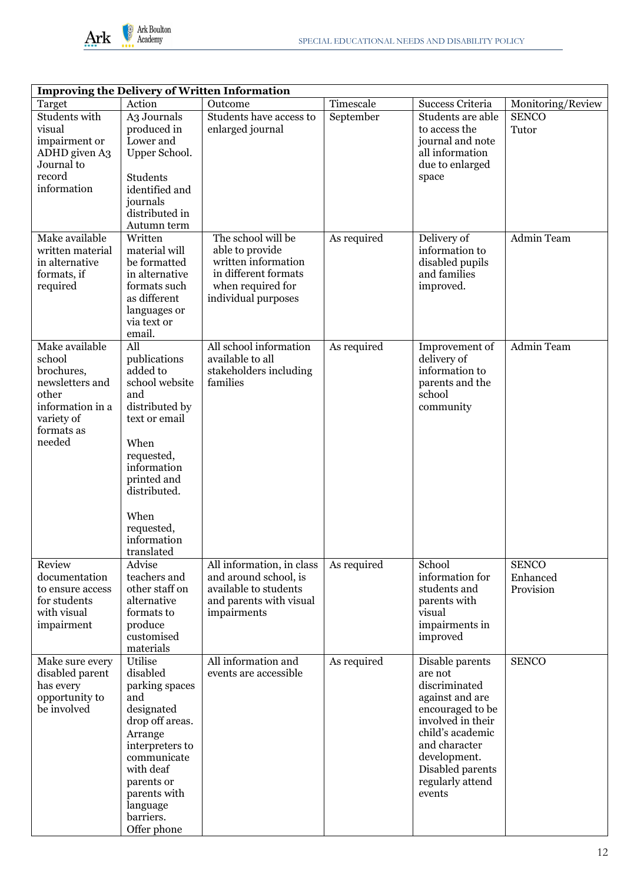| Improving the Delivery of Written Information | | | | | |
|---|---|---|---|---|---|
| Target | Action | Outcome | Timescale | Success Criteria | Monitoring/Review |
| Students with visual impairment or ADHD given A3 Journal to record information | A3 Journals produced in Lower and Upper School. Students identified and journals distributed in Autumn term | Students have access to enlarged journal | September | Students are able to access the journal and note all information due to enlarged space | SENCO Tutor |
| Make available written material in alternative formats, if required | Written material will be formatted in alternative formats such as different languages or via text or email. | The school will be able to provide written information in different formats when required for individual purposes | As required | Delivery of information to disabled pupils and families improved. | Admin Team |
| Make available school brochures, newsletters and other information in a variety of formats as needed | All publications added to school website and distributed by text or email. When requested, information printed and distributed. When requested, information translated | All school information available to all stakeholders including families | As required | Improvement of delivery of information to parents and the school community | Admin Team |
| Review documentation to ensure access for students with visual impairment | Advise teachers and other staff on alternative formats to produce customised materials | All information, in class and around school, is available to students and parents with visual impairments | As required | School information for students and parents with visual impairments in improved | SENCO Enhanced Provision |
| Make sure every disabled parent has every opportunity to be involved | Utilise disabled parking spaces and designated drop off areas. Arrange interpreters to communicate with deaf parents or parents with language barriers. Offer phone | All information and events are accessible | As required | Disable parents are not discriminated against and are encouraged to be involved in their child's academic and character development. Disabled parents regularly attend events | SENCO |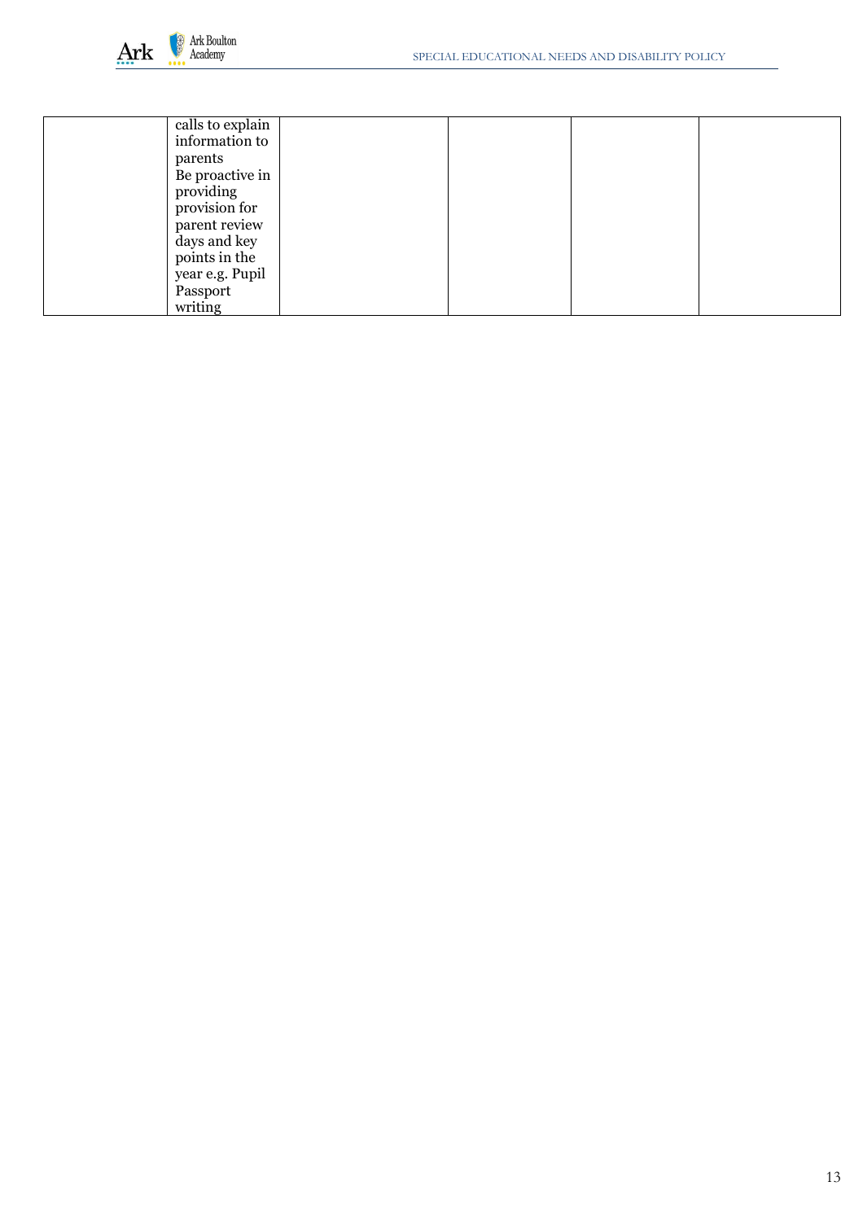| | | | | | |
|---|---|---|---|---|---|
| | calls to explain information to parents<br>Be proactive in providing provision for parent review days and key points in the year e.g. Pupil Passport writing | | | | |